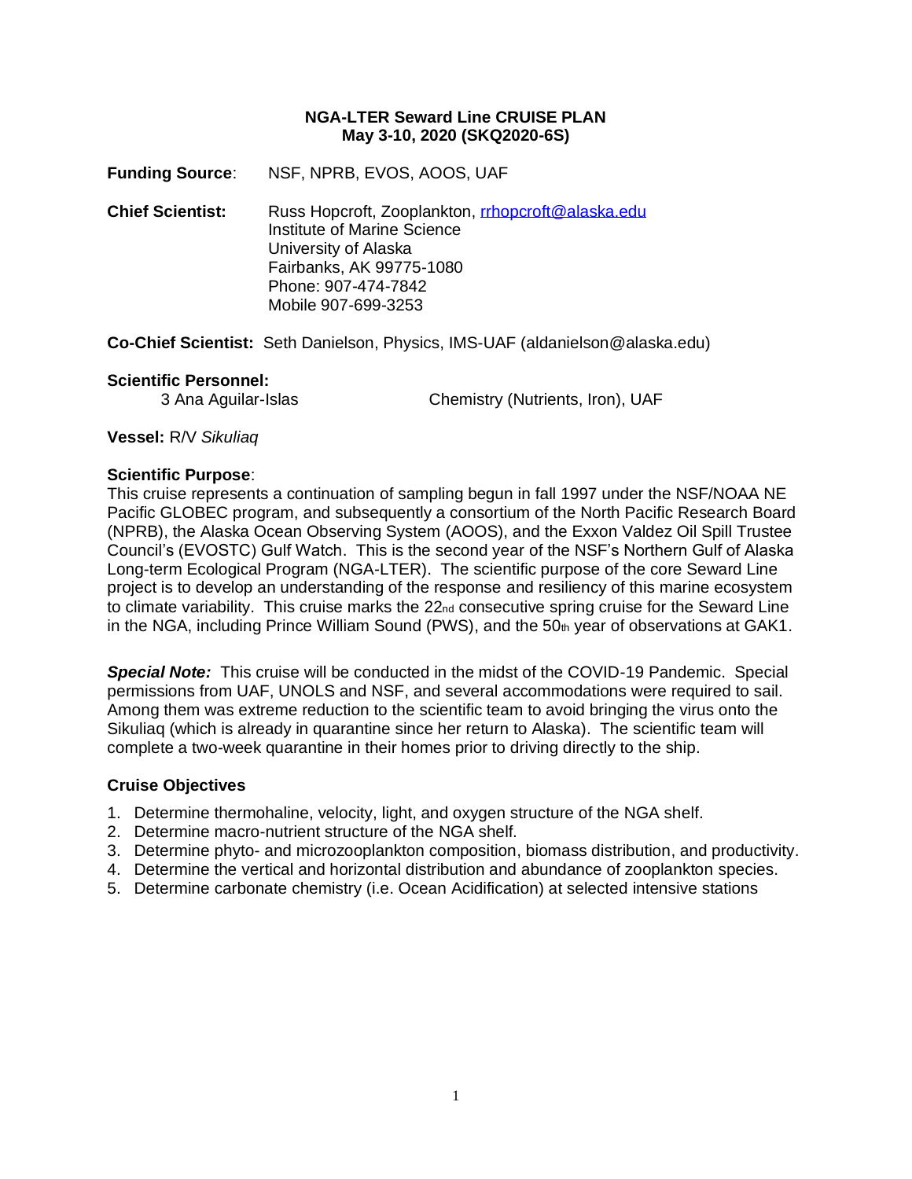**NGA-LTER Seward Line CRUISE PLAN**
**May 3-10, 2020 (SKQ2020-6S)**

**Funding Source**: NSF, NPRB, EVOS, AOOS, UAF

**Chief Scientist:** Russ Hopcroft, Zooplankton, rrhopcroft@alaska.edu
Institute of Marine Science
University of Alaska
Fairbanks, AK 99775-1080
Phone: 907-474-7842
Mobile 907-699-3253

**Co-Chief Scientist:** Seth Danielson, Physics, IMS-UAF (aldanielson@alaska.edu)

**Scientific Personnel:**
3 Ana Aguilar-Islas Chemistry (Nutrients, Iron), UAF

**Vessel:** R/V *Sikuliaq*

**Scientific Purpose**:
This cruise represents a continuation of sampling begun in fall 1997 under the NSF/NOAA NE Pacific GLOBEC program, and subsequently a consortium of the North Pacific Research Board (NPRB), the Alaska Ocean Observing System (AOOS), and the Exxon Valdez Oil Spill Trustee Council's (EVOSTC) Gulf Watch. This is the second year of the NSF's Northern Gulf of Alaska Long-term Ecological Program (NGA-LTER). The scientific purpose of the core Seward Line project is to develop an understanding of the response and resiliency of this marine ecosystem to climate variability. This cruise marks the 22nd consecutive spring cruise for the Seward Line in the NGA, including Prince William Sound (PWS), and the 50th year of observations at GAK1.

***Special Note:*** This cruise will be conducted in the midst of the COVID-19 Pandemic. Special permissions from UAF, UNOLS and NSF, and several accommodations were required to sail. Among them was extreme reduction to the scientific team to avoid bringing the virus onto the Sikuliaq (which is already in quarantine since her return to Alaska). The scientific team will complete a two-week quarantine in their homes prior to driving directly to the ship.

**Cruise Objectives**

1. Determine thermohaline, velocity, light, and oxygen structure of the NGA shelf.
2. Determine macro-nutrient structure of the NGA shelf.
3. Determine phyto- and microzooplankton composition, biomass distribution, and productivity.
4. Determine the vertical and horizontal distribution and abundance of zooplankton species.
5. Determine carbonate chemistry (i.e. Ocean Acidification) at selected intensive stations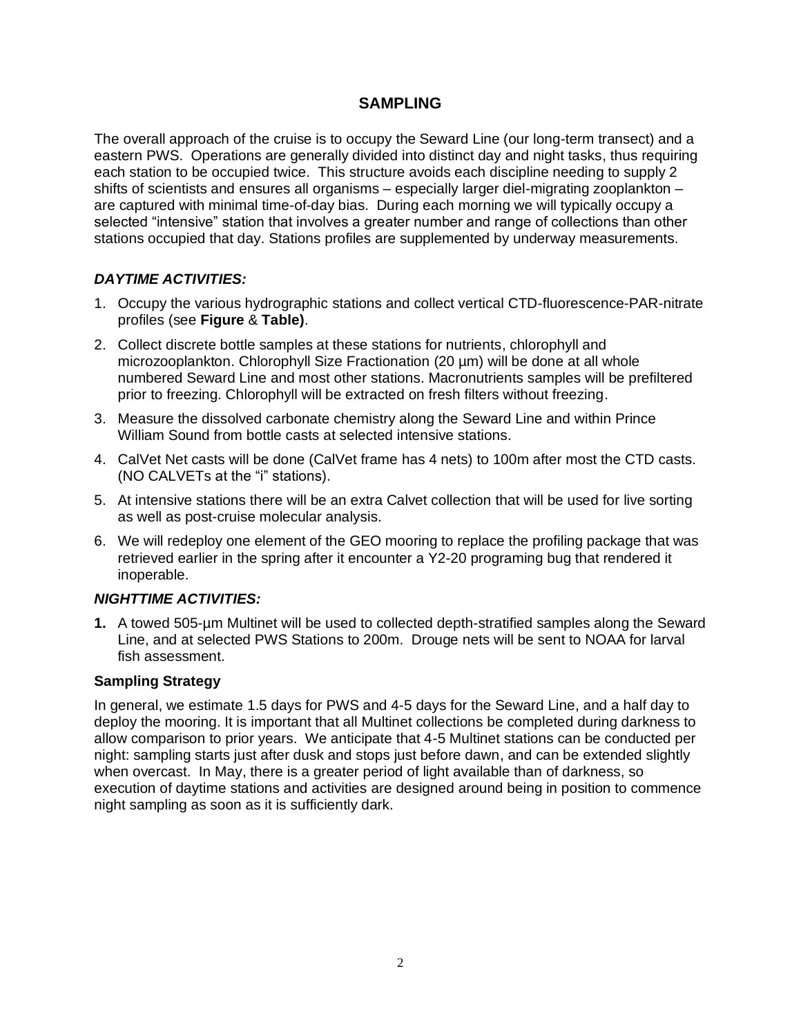## SAMPLING

The overall approach of the cruise is to occupy the Seward Line (our long-term transect) and a eastern PWS. Operations are generally divided into distinct day and night tasks, thus requiring each station to be occupied twice. This structure avoids each discipline needing to supply 2 shifts of scientists and ensures all organisms – especially larger diel-migrating zooplankton – are captured with minimal time-of-day bias. During each morning we will typically occupy a selected "intensive" station that involves a greater number and range of collections than other stations occupied that day. Stations profiles are supplemented by underway measurements.

### *DAYTIME ACTIVITIES:*

1. Occupy the various hydrographic stations and collect vertical CTD-fluorescence-PAR-nitrate profiles (see **Figure** & **Table)**.
2. Collect discrete bottle samples at these stations for nutrients, chlorophyll and microzooplankton. Chlorophyll Size Fractionation (20 µm) will be done at all whole numbered Seward Line and most other stations. Macronutrients samples will be prefiltered prior to freezing. Chlorophyll will be extracted on fresh filters without freezing.
3. Measure the dissolved carbonate chemistry along the Seward Line and within Prince William Sound from bottle casts at selected intensive stations.
4. CalVet Net casts will be done (CalVet frame has 4 nets) to 100m after most the CTD casts. (NO CALVETs at the "i" stations).
5. At intensive stations there will be an extra Calvet collection that will be used for live sorting as well as post-cruise molecular analysis.
6. We will redeploy one element of the GEO mooring to replace the profiling package that was retrieved earlier in the spring after it encounter a Y2-20 programing bug that rendered it inoperable.

### *NIGHTTIME ACTIVITIES:*

1. A towed 505-µm Multinet will be used to collected depth-stratified samples along the Seward Line, and at selected PWS Stations to 200m. Drouge nets will be sent to NOAA for larval fish assessment.

### Sampling Strategy

In general, we estimate 1.5 days for PWS and 4-5 days for the Seward Line, and a half day to deploy the mooring. It is important that all Multinet collections be completed during darkness to allow comparison to prior years. We anticipate that 4-5 Multinet stations can be conducted per night: sampling starts just after dusk and stops just before dawn, and can be extended slightly when overcast. In May, there is a greater period of light available than of darkness, so execution of daytime stations and activities are designed around being in position to commence night sampling as soon as it is sufficiently dark.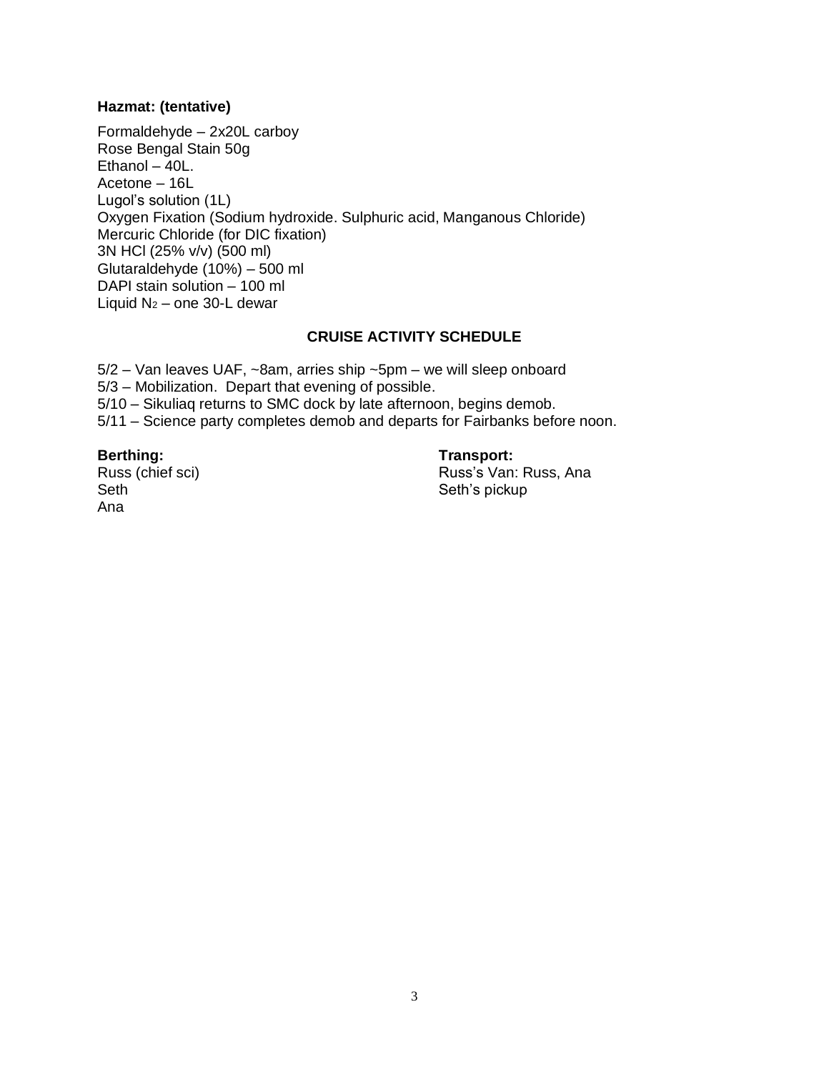**Hazmat: (tentative)**

Formaldehyde – 2x20L carboy
Rose Bengal Stain 50g
Ethanol – 40L.
Acetone – 16L
Lugol's solution (1L)
Oxygen Fixation (Sodium hydroxide. Sulphuric acid, Manganous Chloride)
Mercuric Chloride (for DIC fixation)
3N HCl (25% v/v) (500 ml)
Glutaraldehyde (10%) – 500 ml
DAPI stain solution – 100 ml
Liquid $N_2$ – one 30-L dewar

## CRUISE ACTIVITY SCHEDULE

5/2 – Van leaves UAF, ~8am, arries ship ~5pm – we will sleep onboard
5/3 – Mobilization. Depart that evening of possible.
5/10 – Sikuliaq returns to SMC dock by late afternoon, begins demob.
5/11 – Science party completes demob and departs for Fairbanks before noon.

**Berthing:**
Russ (chief sci)
Seth
Ana

**Transport:**
Russ's Van: Russ, Ana
Seth's pickup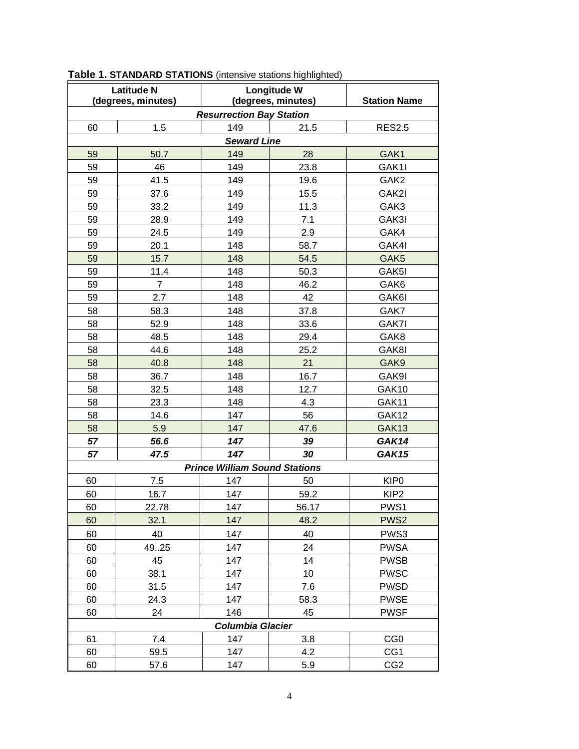**Table 1. STANDARD STATIONS** (intensive stations highlighted)

| Latitude N (degrees, minutes) | | Longitude W (degrees, minutes) | | Station Name |
|---|---|---|---|---|
| ***Resurrection Bay Station*** | | | | |
| 60 | 1.5 | 149 | 21.5 | RES2.5 |
| ***Seward Line*** | | | | |
| 59 | 50.7 | 149 | 28 | GAK1 |
| 59 | 46 | 149 | 23.8 | GAK1I |
| 59 | 41.5 | 149 | 19.6 | GAK2 |
| 59 | 37.6 | 149 | 15.5 | GAK2I |
| 59 | 33.2 | 149 | 11.3 | GAK3 |
| 59 | 28.9 | 149 | 7.1 | GAK3I |
| 59 | 24.5 | 149 | 2.9 | GAK4 |
| 59 | 20.1 | 148 | 58.7 | GAK4I |
| 59 | 15.7 | 148 | 54.5 | GAK5 |
| 59 | 11.4 | 148 | 50.3 | GAK5I |
| 59 | 7 | 148 | 46.2 | GAK6 |
| 59 | 2.7 | 148 | 42 | GAK6I |
| 58 | 58.3 | 148 | 37.8 | GAK7 |
| 58 | 52.9 | 148 | 33.6 | GAK7I |
| 58 | 48.5 | 148 | 29.4 | GAK8 |
| 58 | 44.6 | 148 | 25.2 | GAK8I |
| 58 | 40.8 | 148 | 21 | GAK9 |
| 58 | 36.7 | 148 | 16.7 | GAK9I |
| 58 | 32.5 | 148 | 12.7 | GAK10 |
| 58 | 23.3 | 148 | 4.3 | GAK11 |
| 58 | 14.6 | 147 | 56 | GAK12 |
| 58 | 5.9 | 147 | 47.6 | GAK13 |
| ***57*** | ***56.6*** | ***147*** | ***39*** | ***GAK14*** |
| ***57*** | ***47.5*** | ***147*** | ***30*** | ***GAK15*** |
| ***Prince William Sound Stations*** | | | | |
| 60 | 7.5 | 147 | 50 | KIP0 |
| 60 | 16.7 | 147 | 59.2 | KIP2 |
| 60 | 22.78 | 147 | 56.17 | PWS1 |
| 60 | 32.1 | 147 | 48.2 | PWS2 |
| 60 | 40 | 147 | 40 | PWS3 |
| 60 | 49..25 | 147 | 24 | PWSA |
| 60 | 45 | 147 | 14 | PWSB |
| 60 | 38.1 | 147 | 10 | PWSC |
| 60 | 31.5 | 147 | 7.6 | PWSD |
| 60 | 24.3 | 147 | 58.3 | PWSE |
| 60 | 24 | 146 | 45 | PWSF |
| ***Columbia Glacier*** | | | | |
| 61 | 7.4 | 147 | 3.8 | CG0 |
| 60 | 59.5 | 147 | 4.2 | CG1 |
| 60 | 57.6 | 147 | 5.9 | CG2 |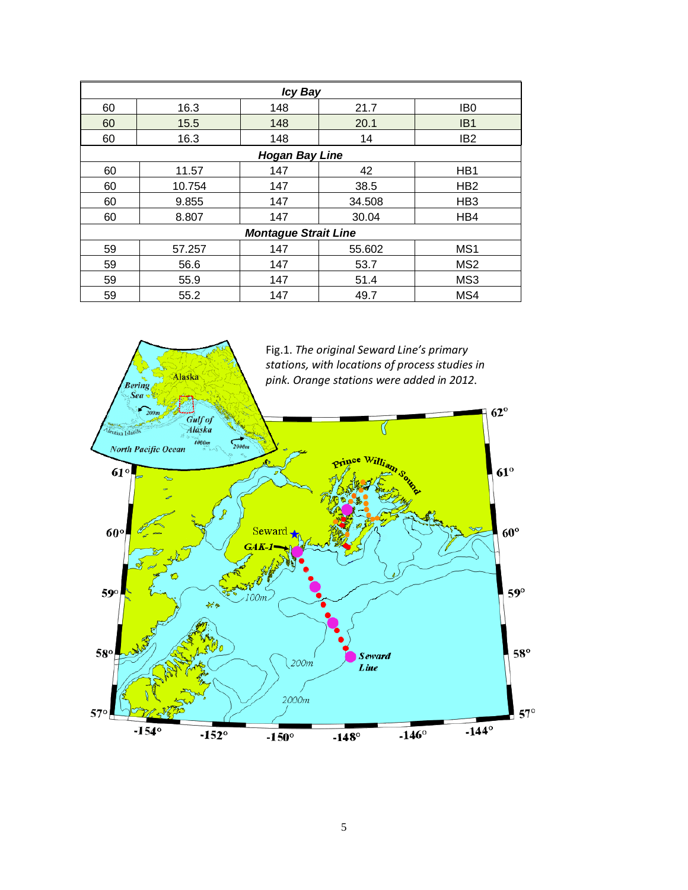| | | | | |
|---|---|---|---|---|
| ***Icy Bay*** | | | | |
| 60 | 16.3 | 148 | 21.7 | IB0 |
| 60 | 15.5 | 148 | 20.1 | IB1 |
| 60 | 16.3 | 148 | 14 | IB2 |
| ***Hogan Bay Line*** | | | | |
| 60 | 11.57 | 147 | 42 | HB1 |
| 60 | 10.754 | 147 | 38.5 | HB2 |
| 60 | 9.855 | 147 | 34.508 | HB3 |
| 60 | 8.807 | 147 | 30.04 | HB4 |
| ***Montague Strait Line*** | | | | |
| 59 | 57.257 | 147 | 55.602 | MS1 |
| 59 | 56.6 | 147 | 53.7 | MS2 |
| 59 | 55.9 | 147 | 51.4 | MS3 |
| 59 | 55.2 | 147 | 49.7 | MS4 |

Alaska
Bering Sea
200m
Gulf of Alaska
Aleutian Islands
1000m
2000m
North Pacific Ocean
Prince William Sound
Seward
GAK-1
100m
200m
2000m
Seward Line
62°
61°
60°
59°
58°
57°
-154°
-152°
-150°
-148°
-146°
-144°

Fig.1. *The original Seward Line's primary stations, with locations of process studies in pink. Orange stations were added in 2012*.